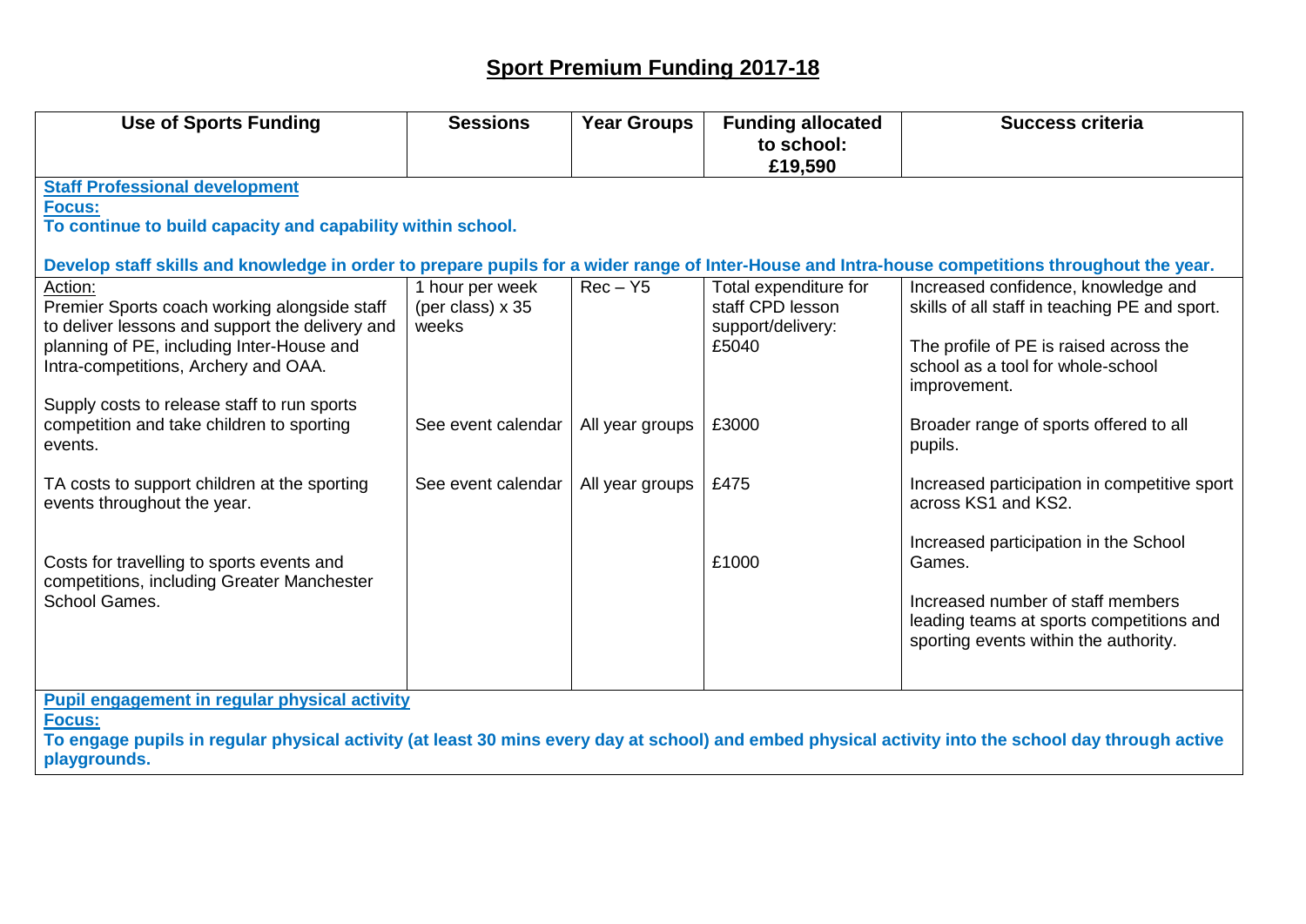# Sport Premium Funding 2017-18

| Use of Sports Funding | Sessions | Year Groups | Funding allocated to school: £19,590 | Success criteria |
|---|---|---|---|---|
| **Staff Professional development**<br>**Focus:**<br>**To continue to build capacity and capability within school.**<br><br>**Develop staff skills and knowledge in order to prepare pupils for a wider range of Inter-House and Intra-house competitions throughout the year.** | | | | |
| Action:<br>Premier Sports coach working alongside staff to deliver lessons and support the delivery and planning of PE, including Inter-House and Intra-competitions, Archery and OAA. | 1 hour per week (per class) x 35 weeks | Rec – Y5 | Total expenditure for staff CPD lesson support/delivery: £5040 | Increased confidence, knowledge and skills of all staff in teaching PE and sport.<br><br>The profile of PE is raised across the school as a tool for whole-school improvement. |
| Supply costs to release staff to run sports competition and take children to sporting events. | See event calendar | All year groups | £3000 | Broader range of sports offered to all pupils. |
| TA costs to support children at the sporting events throughout the year. | See event calendar | All year groups | £475 | Increased participation in competitive sport across KS1 and KS2. |
| Costs for travelling to sports events and competitions, including Greater Manchester School Games. | | | £1000 | Increased participation in the School Games.<br><br>Increased number of staff members leading teams at sports competitions and sporting events within the authority. |
| **Pupil engagement in regular physical activity**<br>**Focus:**<br>**To engage pupils in regular physical activity (at least 30 mins every day at school) and embed physical activity into the school day through active playgrounds.** | | | | |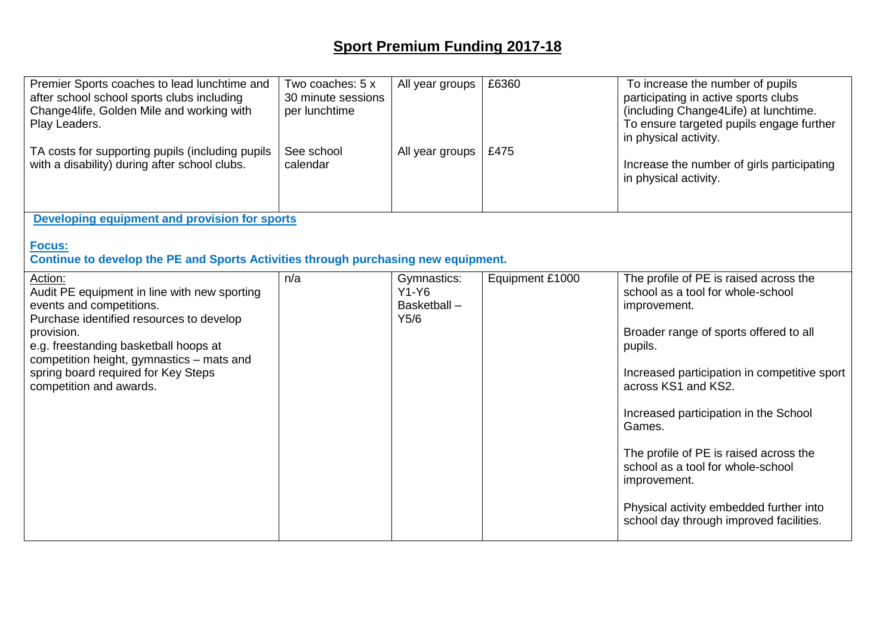# Sport Premium Funding 2017-18

| | | | | |
|---|---|---|---|---|
| Premier Sports coaches to lead lunchtime and after school school sports clubs including Change4life, Golden Mile and working with Play Leaders.<br><br>TA costs for supporting pupils (including pupils with a disability) during after school clubs. | Two coaches: 5 x 30 minute sessions per lunchtime<br><br>See school calendar | All year groups<br><br>All year groups | £6360<br><br>£475 | To increase the number of pupils participating in active sports clubs (including Change4Life) at lunchtime. To ensure targeted pupils engage further in physical activity.<br><br>Increase the number of girls participating in physical activity. |
| **Developing equipment and provision for sports**<br><br>**Focus:**<br>**Continue to develop the PE and Sports Activities through purchasing new equipment.** | | | | |
| Action:<br>Audit PE equipment in line with new sporting events and competitions.<br>Purchase identified resources to develop provision.<br>e.g. freestanding basketball hoops at competition height, gymnastics – mats and spring board required for Key Steps competition and awards. | n/a | Gymnastics: Y1-Y6<br>Basketball – Y5/6 | Equipment £1000 | The profile of PE is raised across the school as a tool for whole-school improvement.<br><br>Broader range of sports offered to all pupils.<br><br>Increased participation in competitive sport across KS1 and KS2.<br><br>Increased participation in the School Games.<br><br>The profile of PE is raised across the school as a tool for whole-school improvement.<br><br>Physical activity embedded further into school day through improved facilities. |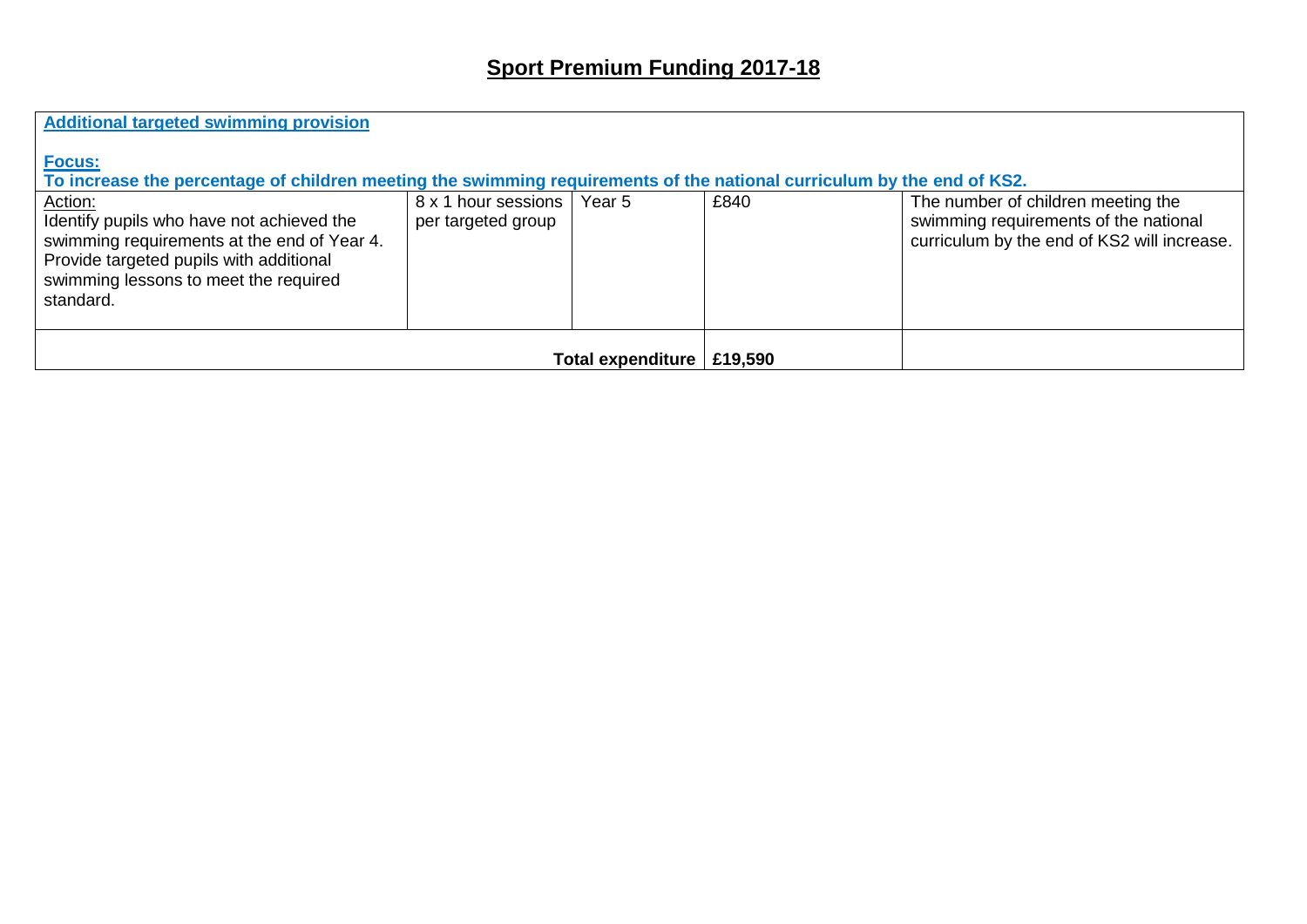# Sport Premium Funding 2017-18

| | | | | |
|---|---|---|---|---|
| **Additional targeted swimming provision**<br><br>**Focus:**<br>**To increase the percentage of children meeting the swimming requirements of the national curriculum by the end of KS2.** | | | | |
| Action:<br>Identify pupils who have not achieved the swimming requirements at the end of Year 4.<br>Provide targeted pupils with additional swimming lessons to meet the required standard. | 8 x 1 hour sessions per targeted group | Year 5 | £840 | The number of children meeting the swimming requirements of the national curriculum by the end of KS2 will increase. |
| | | **Total expenditure** | **£19,590** | |